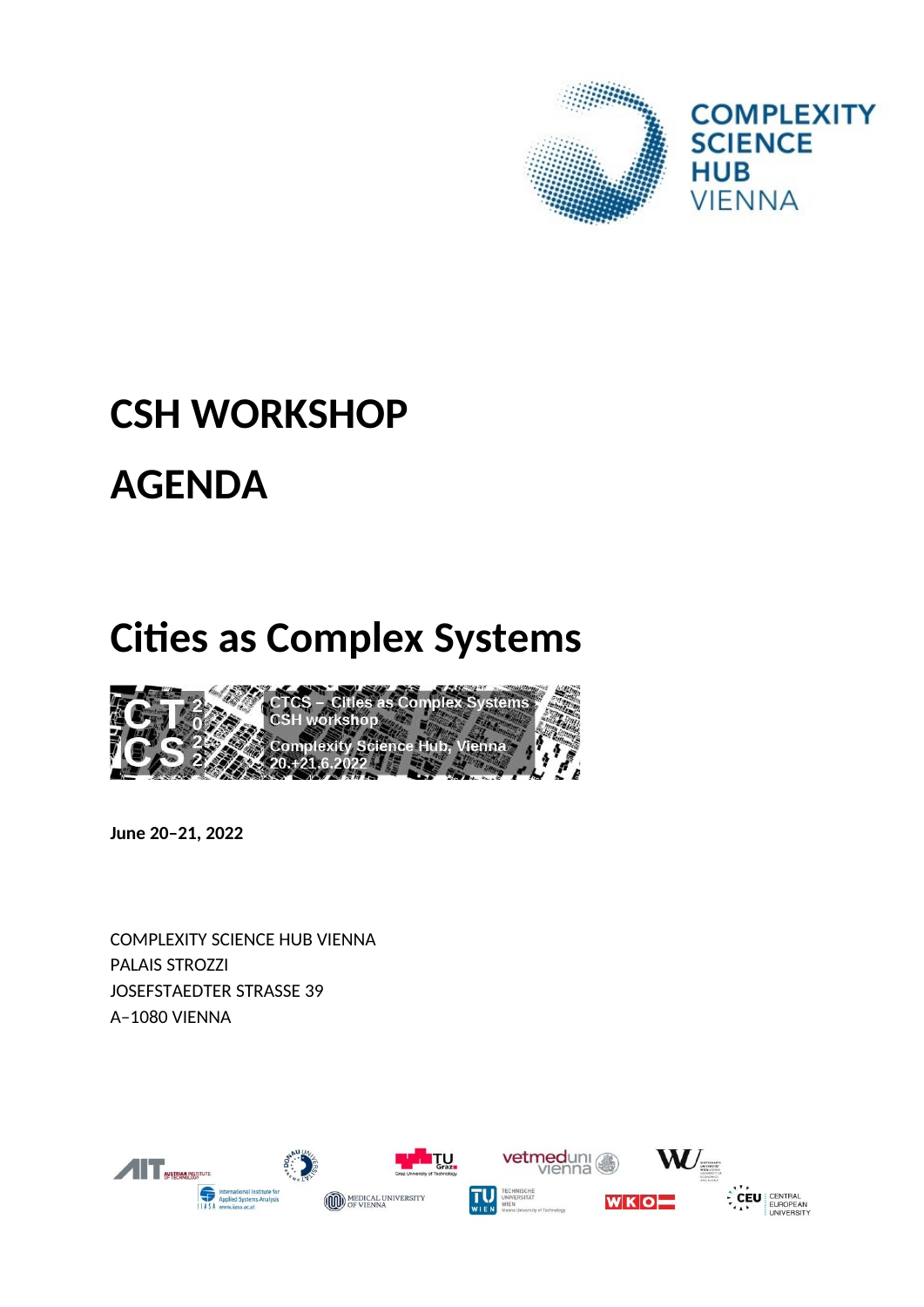# CSH WORKSHOP

# AGENDA

## Cities as Complex Systems

**June 20–21, 2022**

COMPLEXITY SCIENCE HUB VIENNA
PALAIS STROZZI
JOSEFSTAEDTER STRASSE 39
A–1080 VIENNA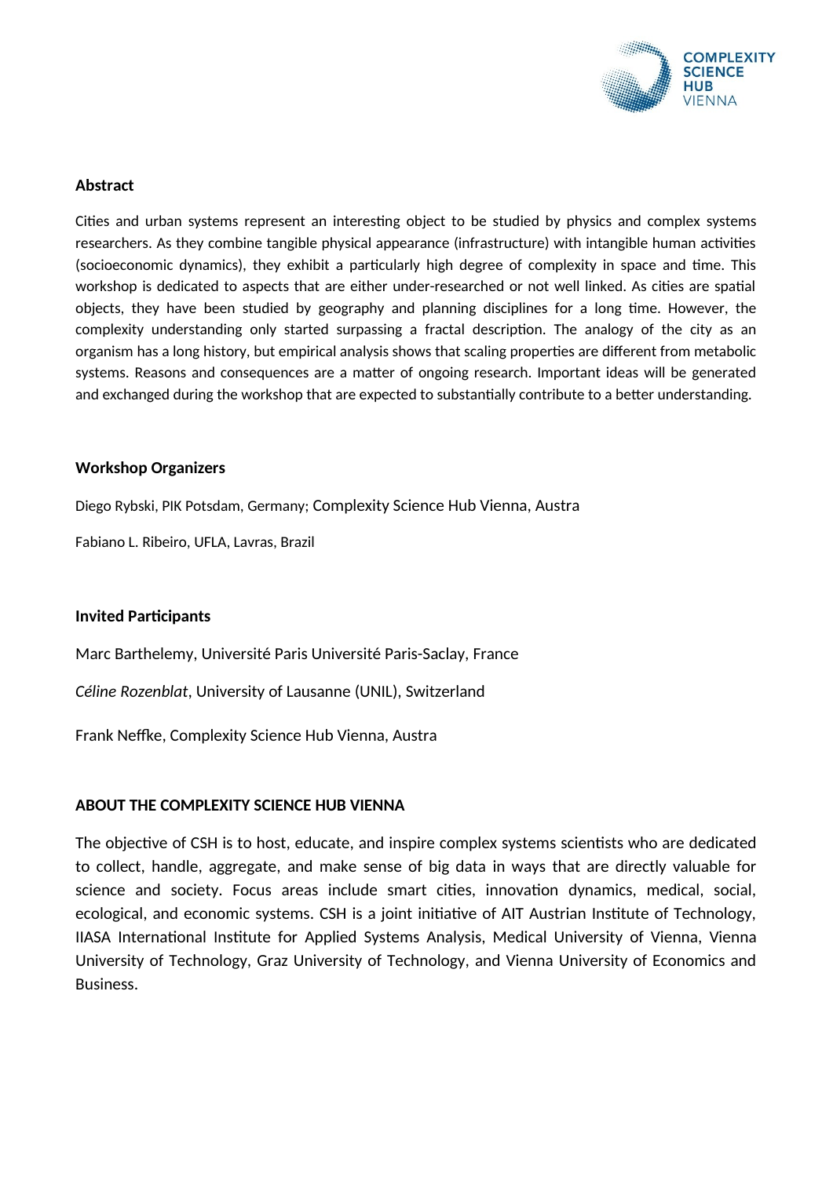**Abstract**

Cities and urban systems represent an interesting object to be studied by physics and complex systems researchers. As they combine tangible physical appearance (infrastructure) with intangible human activities (socioeconomic dynamics), they exhibit a particularly high degree of complexity in space and time. This workshop is dedicated to aspects that are either under-researched or not well linked. As cities are spatial objects, they have been studied by geography and planning disciplines for a long time. However, the complexity understanding only started surpassing a fractal description. The analogy of the city as an organism has a long history, but empirical analysis shows that scaling properties are different from metabolic systems. Reasons and consequences are a matter of ongoing research. Important ideas will be generated and exchanged during the workshop that are expected to substantially contribute to a better understanding.

**Workshop Organizers**

Diego Rybski, PIK Potsdam, Germany; Complexity Science Hub Vienna, Austra

Fabiano L. Ribeiro, UFLA, Lavras, Brazil

**Invited Participants**

Marc Barthelemy, Université Paris Université Paris-Saclay, France

*Céline Rozenblat*, University of Lausanne (UNIL), Switzerland

Frank Neffke, Complexity Science Hub Vienna, Austra

**ABOUT THE COMPLEXITY SCIENCE HUB VIENNA**

The objective of CSH is to host, educate, and inspire complex systems scientists who are dedicated to collect, handle, aggregate, and make sense of big data in ways that are directly valuable for science and society. Focus areas include smart cities, innovation dynamics, medical, social, ecological, and economic systems. CSH is a joint initiative of AIT Austrian Institute of Technology, IIASA International Institute for Applied Systems Analysis, Medical University of Vienna, Vienna University of Technology, Graz University of Technology, and Vienna University of Economics and Business.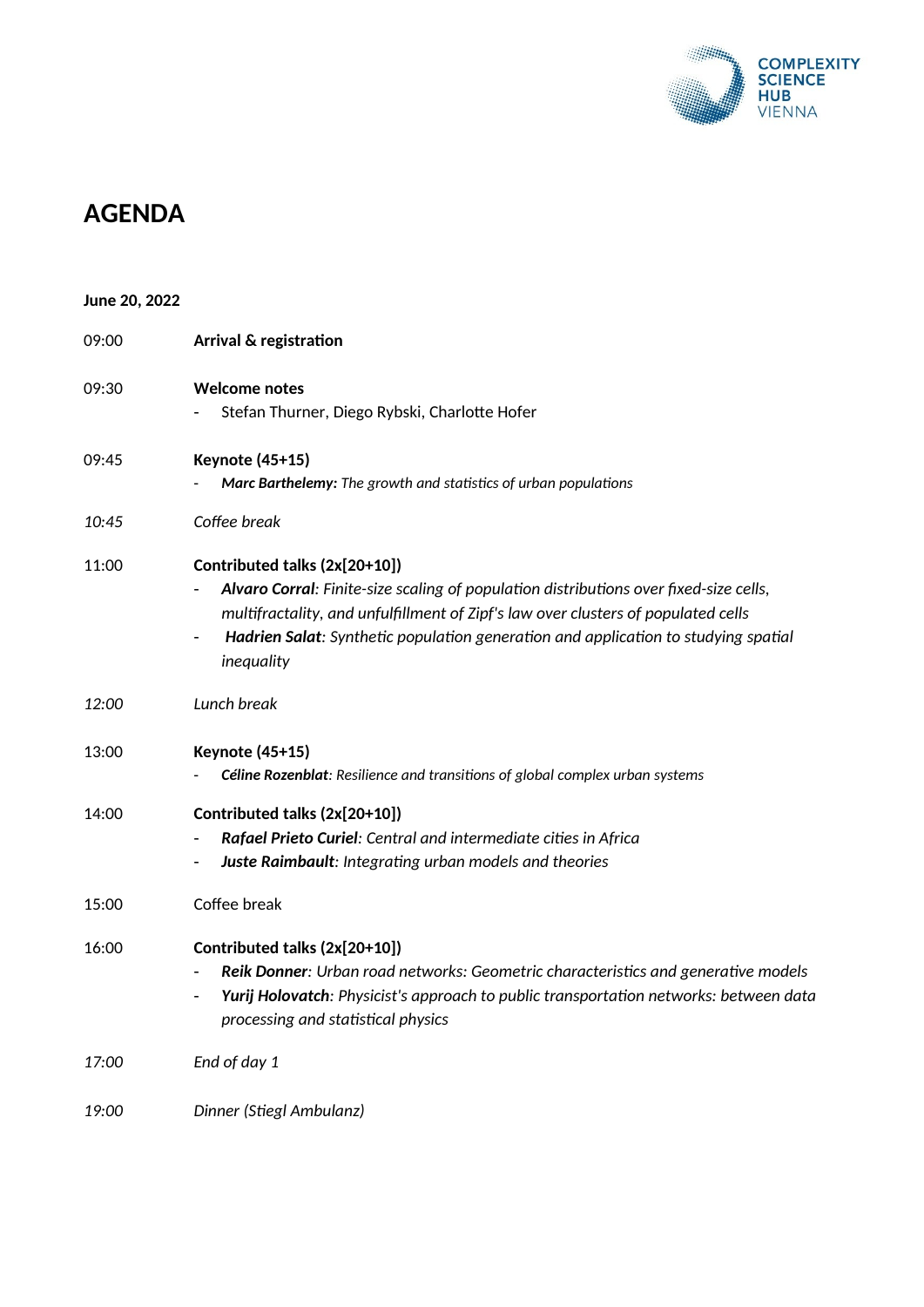# AGENDA

**June 20, 2022**

| | |
|---|---|
| 09:00 | **Arrival & registration** |
| 09:30 | **Welcome notes**<br>- Stefan Thurner, Diego Rybski, Charlotte Hofer |
| 09:45 | **Keynote (45+15)**<br>- ***Marc Barthelemy:*** *The growth and statistics of urban populations* |
| *10:45* | *Coffee break* |
| 11:00 | **Contributed talks (2x[20+10])**<br>- ***Alvaro Corral****: Finite-size scaling of population distributions over fixed-size cells, multifractality, and unfulfillment of Zipf's law over clusters of populated cells*<br>- ***Hadrien Salat****: Synthetic population generation and application to studying spatial inequality* |
| *12:00* | *Lunch break* |
| 13:00 | **Keynote (45+15)**<br>- ***Céline Rozenblat****: Resilience and transitions of global complex urban systems* |
| 14:00 | **Contributed talks (2x[20+10])**<br>- ***Rafael Prieto Curiel****: Central and intermediate cities in Africa*<br>- ***Juste Raimbault****: Integrating urban models and theories* |
| 15:00 | Coffee break |
| 16:00 | **Contributed talks (2x[20+10])**<br>- ***Reik Donner****: Urban road networks: Geometric characteristics and generative models*<br>- ***Yurij Holovatch****: Physicist's approach to public transportation networks: between data processing and statistical physics* |
| *17:00* | *End of day 1* |
| *19:00* | *Dinner (Stiegl Ambulanz)* |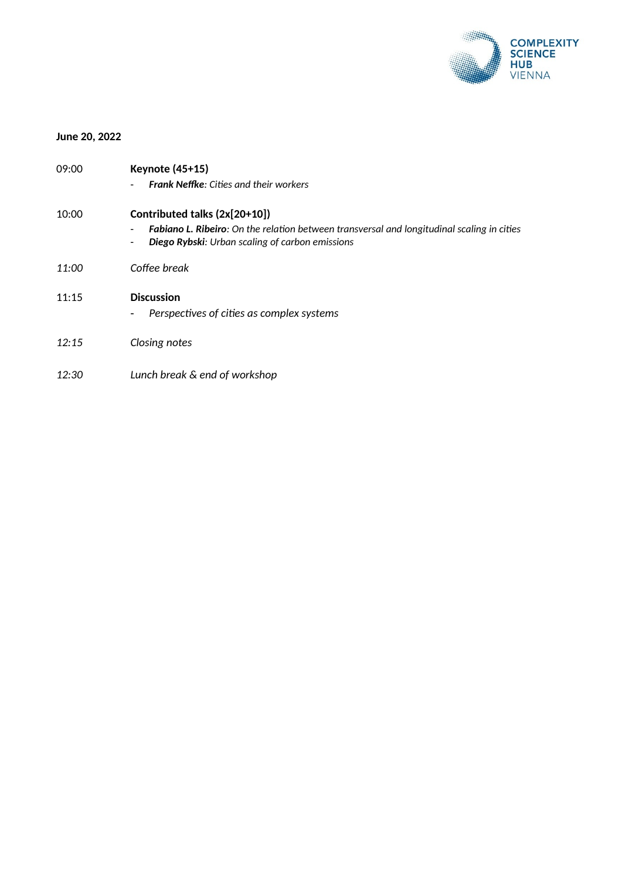**June 20, 2022**

| | |
|---|---|
| 09:00 | **Keynote (45+15)** |
| | - ***Frank Neffke**: Cities and their workers* |
| 10:00 | **Contributed talks (2x[20+10])** |
| | - ***Fabiano L. Ribeiro**: On the relation between transversal and longitudinal scaling in cities* |
| | - ***Diego Rybski**: Urban scaling of carbon emissions* |
| *11:00* | *Coffee break* |
| 11:15 | **Discussion** |
| | - *Perspectives of cities as complex systems* |
| *12:15* | *Closing notes* |
| *12:30* | *Lunch break & end of workshop* |